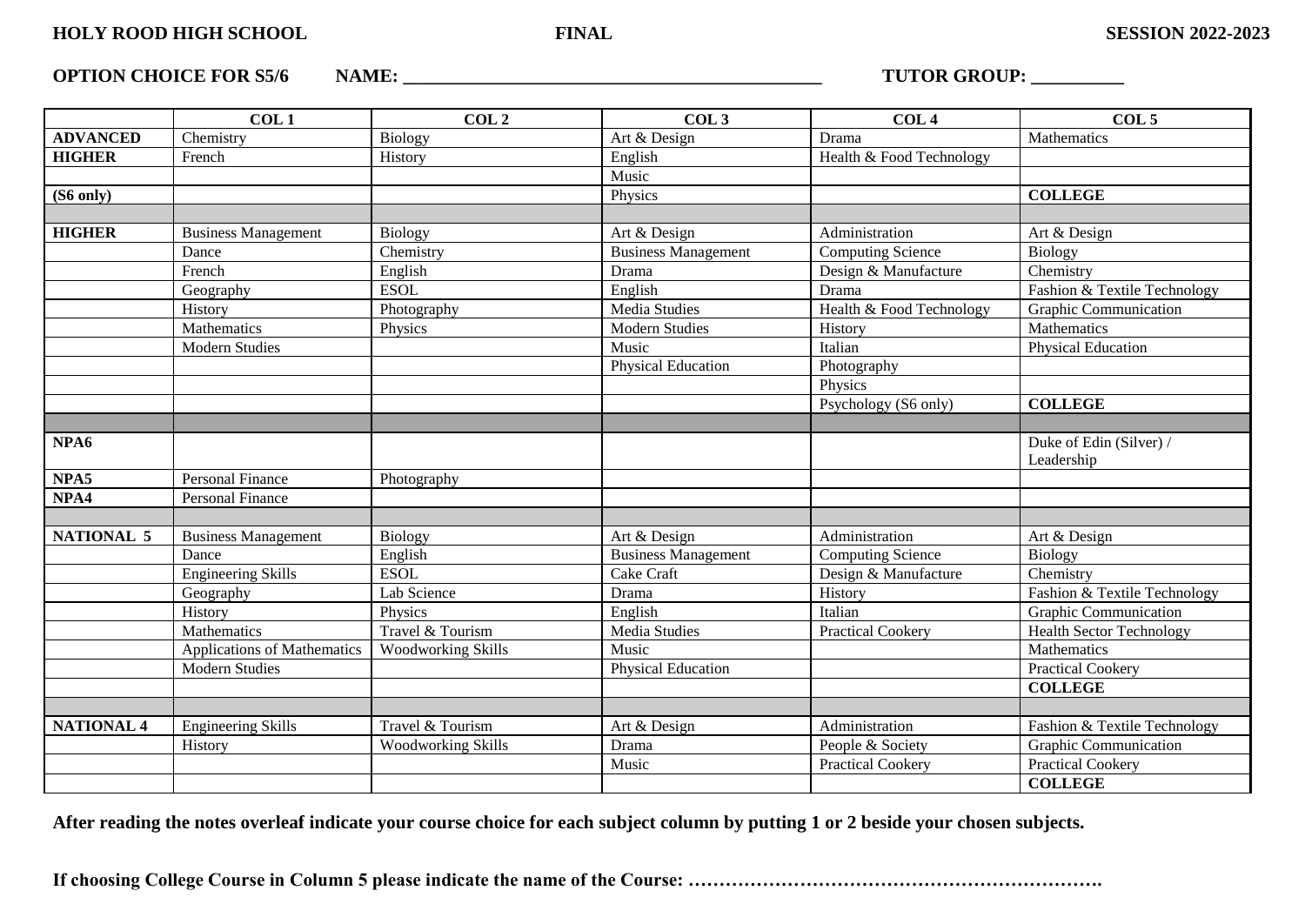**HOLY ROOD HIGH SCHOOL** **FINAL** **SESSION 2022-2023**

**OPTION CHOICE FOR S5/6** **NAME: \_\_\_\_\_\_\_\_\_\_\_\_\_\_\_\_\_\_\_\_\_\_\_\_\_\_\_\_\_\_\_\_\_\_\_\_\_\_\_\_\_\_\_\_** **TUTOR GROUP: \_\_\_\_\_\_\_\_\_\_**

| | COL 1 | COL 2 | COL 3 | COL 4 | COL 5 |
|---|---|---|---|---|---|
| **ADVANCED** | Chemistry | Biology | Art & Design | Drama | Mathematics |
| **HIGHER** | French | History | English | Health & Food Technology | |
| | | | Music | | |
| **(S6 only)** | | | Physics | | **COLLEGE** |
| | | | | | |
| **HIGHER** | Business Management | Biology | Art & Design | Administration | Art & Design |
| | Dance | Chemistry | Business Management | Computing Science | Biology |
| | French | English | Drama | Design & Manufacture | Chemistry |
| | Geography | ESOL | English | Drama | Fashion & Textile Technology |
| | History | Photography | Media Studies | Health & Food Technology | Graphic Communication |
| | Mathematics | Physics | Modern Studies | History | Mathematics |
| | Modern Studies | | Music | Italian | Physical Education |
| | | | Physical Education | Photography | |
| | | | | Physics | |
| | | | | Psychology (S6 only) | **COLLEGE** |
| | | | | | |
| **NPA6** | | | | | Duke of Edin (Silver) / Leadership |
| **NPA5** | Personal Finance | Photography | | | |
| **NPA4** | Personal Finance | | | | |
| | | | | | |
| **NATIONAL 5** | Business Management | Biology | Art & Design | Administration | Art & Design |
| | Dance | English | Business Management | Computing Science | Biology |
| | Engineering Skills | ESOL | Cake Craft | Design & Manufacture | Chemistry |
| | Geography | Lab Science | Drama | History | Fashion & Textile Technology |
| | History | Physics | English | Italian | Graphic Communication |
| | Mathematics | Travel & Tourism | Media Studies | Practical Cookery | Health Sector Technology |
| | Applications of Mathematics | Woodworking Skills | Music | | Mathematics |
| | Modern Studies | | Physical Education | | Practical Cookery |
| | | | | | **COLLEGE** |
| | | | | | |
| **NATIONAL 4** | Engineering Skills | Travel & Tourism | Art & Design | Administration | Fashion & Textile Technology |
| | History | Woodworking Skills | Drama | People & Society | Graphic Communication |
| | | | Music | Practical Cookery | Practical Cookery |
| | | | | | **COLLEGE** |

**After reading the notes overleaf indicate your course choice for each subject column by putting 1 or 2 beside your chosen subjects.**

**If choosing College Course in Column 5 please indicate the name of the Course: …………………………………………………………….**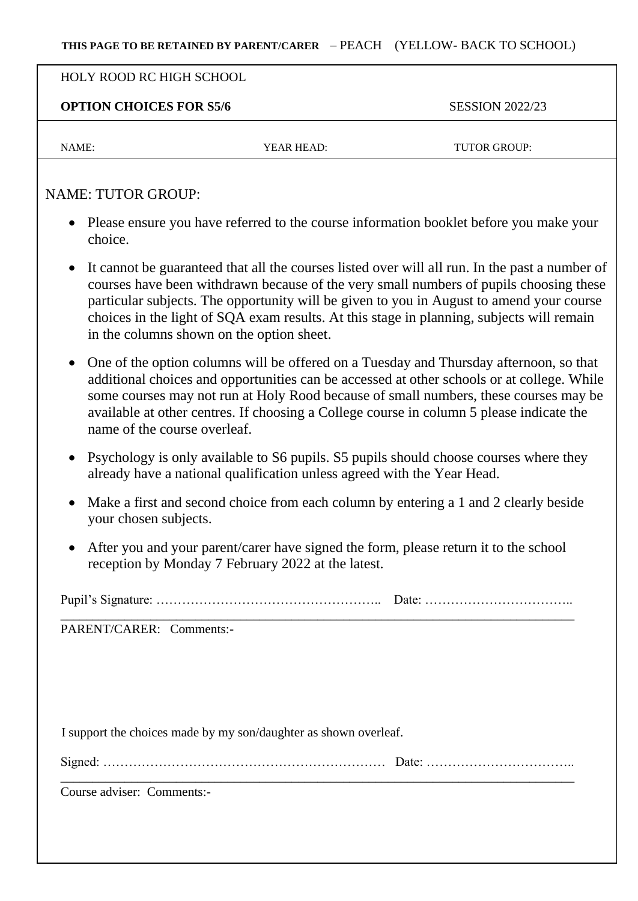**THIS PAGE TO BE RETAINED BY PARENT/CARER** – PEACH (YELLOW- BACK TO SCHOOL)

| | | |
|---|---|---|
| HOLY ROOD RC HIGH SCHOOL | | |
| **OPTION CHOICES FOR S5/6** | | SESSION 2022/23 |
| NAME: | YEAR HEAD: | TUTOR GROUP: |

NAME: TUTOR GROUP:

- Please ensure you have referred to the course information booklet before you make your choice.
- It cannot be guaranteed that all the courses listed over will all run. In the past a number of courses have been withdrawn because of the very small numbers of pupils choosing these particular subjects. The opportunity will be given to you in August to amend your course choices in the light of SQA exam results. At this stage in planning, subjects will remain in the columns shown on the option sheet.
- One of the option columns will be offered on a Tuesday and Thursday afternoon, so that additional choices and opportunities can be accessed at other schools or at college. While some courses may not run at Holy Rood because of small numbers, these courses may be available at other centres. If choosing a College course in column 5 please indicate the name of the course overleaf.
- Psychology is only available to S6 pupils. S5 pupils should choose courses where they already have a national qualification unless agreed with the Year Head.
- Make a first and second choice from each column by entering a 1 and 2 clearly beside your chosen subjects.
- After you and your parent/carer have signed the form, please return it to the school reception by Monday 7 February 2022 at the latest.

Pupil's Signature: …………………………………………….. Date: ……………………………..

PARENT/CARER: Comments:-

I support the choices made by my son/daughter as shown overleaf.

Signed: ………………………………………………………… Date: ……………………………..

Course adviser: Comments:-